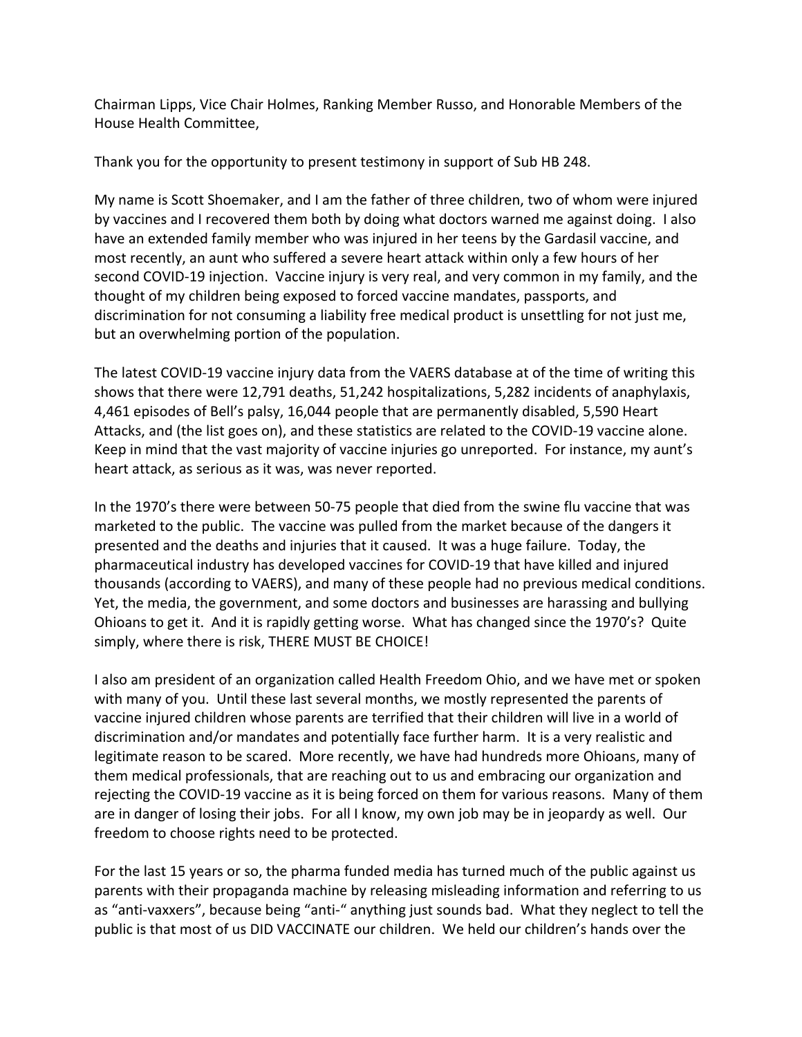Chairman Lipps, Vice Chair Holmes, Ranking Member Russo, and Honorable Members of the House Health Committee,

Thank you for the opportunity to present testimony in support of Sub HB 248.

My name is Scott Shoemaker, and I am the father of three children, two of whom were injured by vaccines and I recovered them both by doing what doctors warned me against doing. I also have an extended family member who was injured in her teens by the Gardasil vaccine, and most recently, an aunt who suffered a severe heart attack within only a few hours of her second COVID-19 injection. Vaccine injury is very real, and very common in my family, and the thought of my children being exposed to forced vaccine mandates, passports, and discrimination for not consuming a liability free medical product is unsettling for not just me, but an overwhelming portion of the population.

The latest COVID-19 vaccine injury data from the VAERS database at of the time of writing this shows that there were 12,791 deaths, 51,242 hospitalizations, 5,282 incidents of anaphylaxis, 4,461 episodes of Bell's palsy, 16,044 people that are permanently disabled, 5,590 Heart Attacks, and (the list goes on), and these statistics are related to the COVID-19 vaccine alone. Keep in mind that the vast majority of vaccine injuries go unreported. For instance, my aunt's heart attack, as serious as it was, was never reported.

In the 1970's there were between 50-75 people that died from the swine flu vaccine that was marketed to the public. The vaccine was pulled from the market because of the dangers it presented and the deaths and injuries that it caused. It was a huge failure. Today, the pharmaceutical industry has developed vaccines for COVID-19 that have killed and injured thousands (according to VAERS), and many of these people had no previous medical conditions. Yet, the media, the government, and some doctors and businesses are harassing and bullying Ohioans to get it. And it is rapidly getting worse. What has changed since the 1970's? Quite simply, where there is risk, THERE MUST BE CHOICE!

I also am president of an organization called Health Freedom Ohio, and we have met or spoken with many of you. Until these last several months, we mostly represented the parents of vaccine injured children whose parents are terrified that their children will live in a world of discrimination and/or mandates and potentially face further harm. It is a very realistic and legitimate reason to be scared. More recently, we have had hundreds more Ohioans, many of them medical professionals, that are reaching out to us and embracing our organization and rejecting the COVID-19 vaccine as it is being forced on them for various reasons. Many of them are in danger of losing their jobs. For all I know, my own job may be in jeopardy as well. Our freedom to choose rights need to be protected.

For the last 15 years or so, the pharma funded media has turned much of the public against us parents with their propaganda machine by releasing misleading information and referring to us as "anti-vaxxers", because being "anti-" anything just sounds bad. What they neglect to tell the public is that most of us DID VACCINATE our children. We held our children's hands over the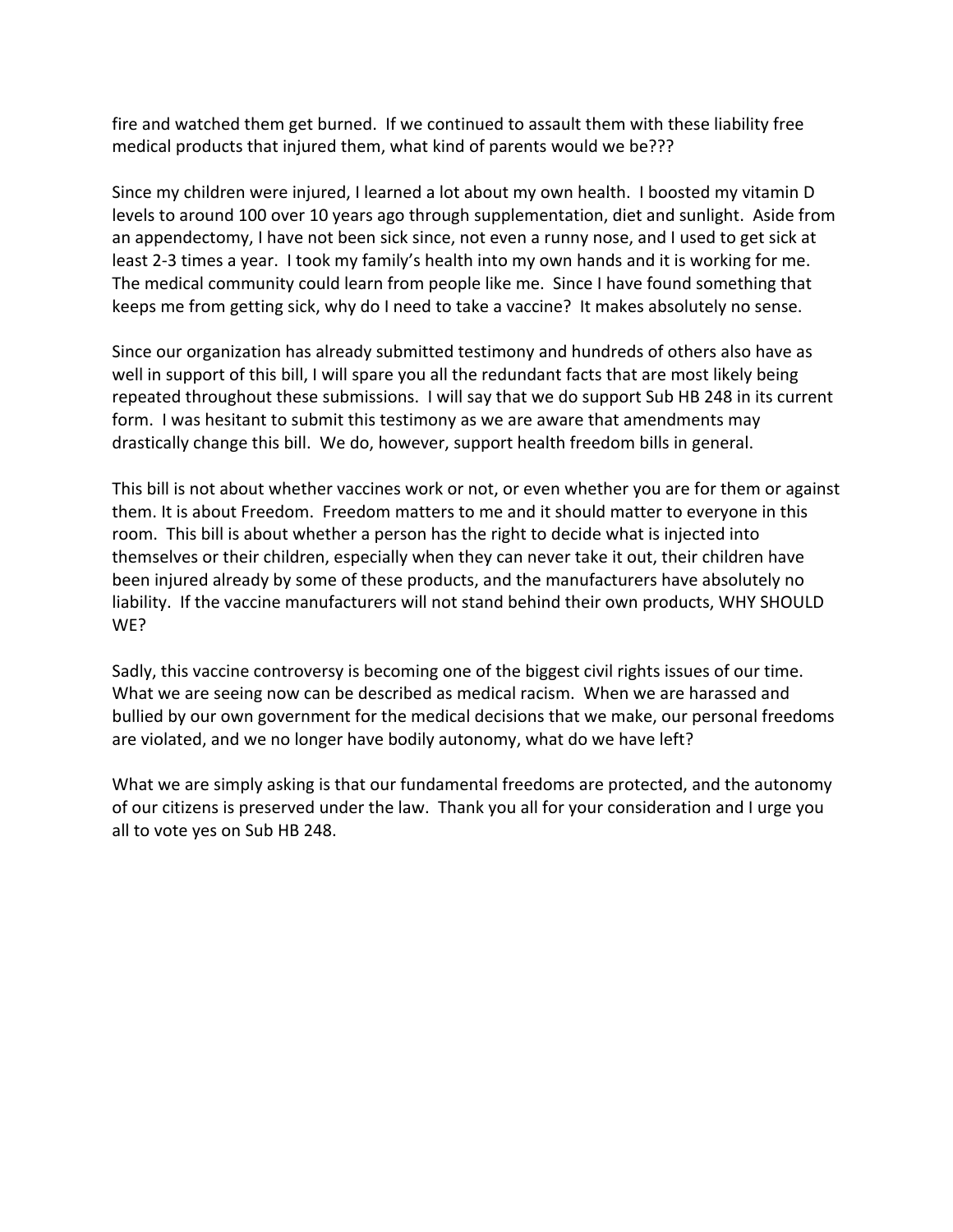fire and watched them get burned. If we continued to assault them with these liability free medical products that injured them, what kind of parents would we be???

Since my children were injured, I learned a lot about my own health. I boosted my vitamin D levels to around 100 over 10 years ago through supplementation, diet and sunlight. Aside from an appendectomy, I have not been sick since, not even a runny nose, and I used to get sick at least 2-3 times a year. I took my family's health into my own hands and it is working for me. The medical community could learn from people like me. Since I have found something that keeps me from getting sick, why do I need to take a vaccine? It makes absolutely no sense.

Since our organization has already submitted testimony and hundreds of others also have as well in support of this bill, I will spare you all the redundant facts that are most likely being repeated throughout these submissions. I will say that we do support Sub HB 248 in its current form. I was hesitant to submit this testimony as we are aware that amendments may drastically change this bill. We do, however, support health freedom bills in general.

This bill is not about whether vaccines work or not, or even whether you are for them or against them. It is about Freedom. Freedom matters to me and it should matter to everyone in this room. This bill is about whether a person has the right to decide what is injected into themselves or their children, especially when they can never take it out, their children have been injured already by some of these products, and the manufacturers have absolutely no liability. If the vaccine manufacturers will not stand behind their own products, WHY SHOULD WE?

Sadly, this vaccine controversy is becoming one of the biggest civil rights issues of our time. What we are seeing now can be described as medical racism. When we are harassed and bullied by our own government for the medical decisions that we make, our personal freedoms are violated, and we no longer have bodily autonomy, what do we have left?

What we are simply asking is that our fundamental freedoms are protected, and the autonomy of our citizens is preserved under the law. Thank you all for your consideration and I urge you all to vote yes on Sub HB 248.